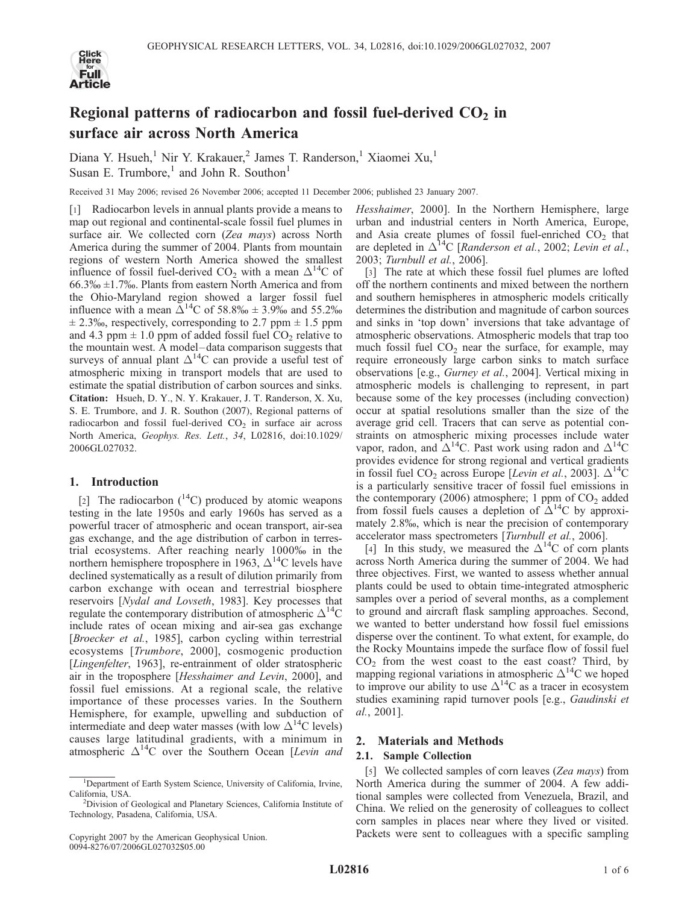# Regional patterns of radiocarbon and fossil fuel-derived $CO_2$ in surface air across North America

Diana Y. Hsueh,[1] Nir Y. Krakauer,[2] James T. Randerson,[1] Xiaomei Xu,[1] Susan E. Trumbore,[1] and John R. Southon[1]

Received 31 May 2006; revised 26 November 2006; accepted 11 December 2006; published 23 January 2007.

[1] Radiocarbon levels in annual plants provide a means to map out regional and continental-scale fossil fuel plumes in surface air. We collected corn (*Zea mays*) across North America during the summer of 2004. Plants from mountain regions of western North America showed the smallest influence of fossil fuel-derived $CO_2$ with a mean $\Delta^{14}C$ of 66.3‰ ±1.7‰. Plants from eastern North America and from the Ohio-Maryland region showed a larger fossil fuel influence with a mean $\Delta^{14}C$ of 58.8‰ ± 3.9‰ and 55.2‰ ± 2.3‰, respectively, corresponding to 2.7 ppm ± 1.5 ppm and 4.3 ppm ± 1.0 ppm of added fossil fuel $CO_2$ relative to the mountain west. A model–data comparison suggests that surveys of annual plant $\Delta^{14}C$ can provide a useful test of atmospheric mixing in transport models that are used to estimate the spatial distribution of carbon sources and sinks. **Citation:** Hsueh, D. Y., N. Y. Krakauer, J. T. Randerson, X. Xu, S. E. Trumbore, and J. R. Southon (2007), Regional patterns of radiocarbon and fossil fuel-derived $CO_2$ in surface air across North America, *Geophys. Res. Lett.*, *34*, L02816, doi:10.1029/2006GL027032.

## 1. Introduction

[2] The radiocarbon ($^{14}C$) produced by atomic weapons testing in the late 1950s and early 1960s has served as a powerful tracer of atmospheric and ocean transport, air-sea gas exchange, and the age distribution of carbon in terrestrial ecosystems. After reaching nearly 1000‰ in the northern hemisphere troposphere in 1963, $\Delta^{14}C$ levels have declined systematically as a result of dilution primarily from carbon exchange with ocean and terrestrial biosphere reservoirs [*Nydal and Lovseth*, 1983]. Key processes that regulate the contemporary distribution of atmospheric $\Delta^{14}C$ include rates of ocean mixing and air-sea gas exchange [*Broecker et al.*, 1985], carbon cycling within terrestrial ecosystems [*Trumbore*, 2000], cosmogenic production [*Lingenfelter*, 1963], re-entrainment of older stratospheric air in the troposphere [*Hesshaimer and Levin*, 2000], and fossil fuel emissions. At a regional scale, the relative importance of these processes varies. In the Southern Hemisphere, for example, upwelling and subduction of intermediate and deep water masses (with low $\Delta^{14}C$ levels) causes large latitudinal gradients, with a minimum in atmospheric $\Delta^{14}C$ over the Southern Ocean [*Levin and Hesshaimer*, 2000]. In the Northern Hemisphere, large urban and industrial centers in North America, Europe, and Asia create plumes of fossil fuel-enriched $CO_2$ that are depleted in $\Delta^{14}C$ [*Randerson et al.*, 2002; *Levin et al.*, 2003; *Turnbull et al.*, 2006].

[3] The rate at which these fossil fuel plumes are lofted off the northern continents and mixed between the northern and southern hemispheres in atmospheric models critically determines the distribution and magnitude of carbon sources and sinks in 'top down' inversions that take advantage of atmospheric observations. Atmospheric models that trap too much fossil fuel $CO_2$ near the surface, for example, may require erroneously large carbon sinks to match surface observations [e.g., *Gurney et al.*, 2004]. Vertical mixing in atmospheric models is challenging to represent, in part because some of the key processes (including convection) occur at spatial resolutions smaller than the size of the average grid cell. Tracers that can serve as potential constraints on atmospheric mixing processes include water vapor, radon, and $\Delta^{14}C$. Past work using radon and $\Delta^{14}C$ provides evidence for strong regional and vertical gradients in fossil fuel $CO_2$ across Europe [*Levin et al.*, 2003]. $\Delta^{14}C$ is a particularly sensitive tracer of fossil fuel emissions in the contemporary (2006) atmosphere; 1 ppm of $CO_2$ added from fossil fuels causes a depletion of $\Delta^{14}C$ by approximately 2.8‰, which is near the precision of contemporary accelerator mass spectrometers [*Turnbull et al.*, 2006].

[4] In this study, we measured the $\Delta^{14}C$ of corn plants across North America during the summer of 2004. We had three objectives. First, we wanted to assess whether annual plants could be used to obtain time-integrated atmospheric samples over a period of several months, as a complement to ground and aircraft flask sampling approaches. Second, we wanted to better understand how fossil fuel emissions disperse over the continent. To what extent, for example, do the Rocky Mountains impede the surface flow of fossil fuel $CO_2$ from the west coast to the east coast? Third, by mapping regional variations in atmospheric $\Delta^{14}C$ we hoped to improve our ability to use $\Delta^{14}C$ as a tracer in ecosystem studies examining rapid turnover pools [e.g., *Gaudinski et al.*, 2001].

## 2. Materials and Methods

### 2.1. Sample Collection

[5] We collected samples of corn leaves (*Zea mays*) from North America during the summer of 2004. A few additional samples were collected from Venezuela, Brazil, and China. We relied on the generosity of colleagues to collect corn samples in places near where they lived or visited. Packets were sent to colleagues with a specific sampling

---

[1] Department of Earth System Science, University of California, Irvine, California, USA.

[2] Division of Geological and Planetary Sciences, California Institute of Technology, Pasadena, California, USA.

Copyright 2007 by the American Geophysical Union.
0094-8276/07/2006GL027032$05.00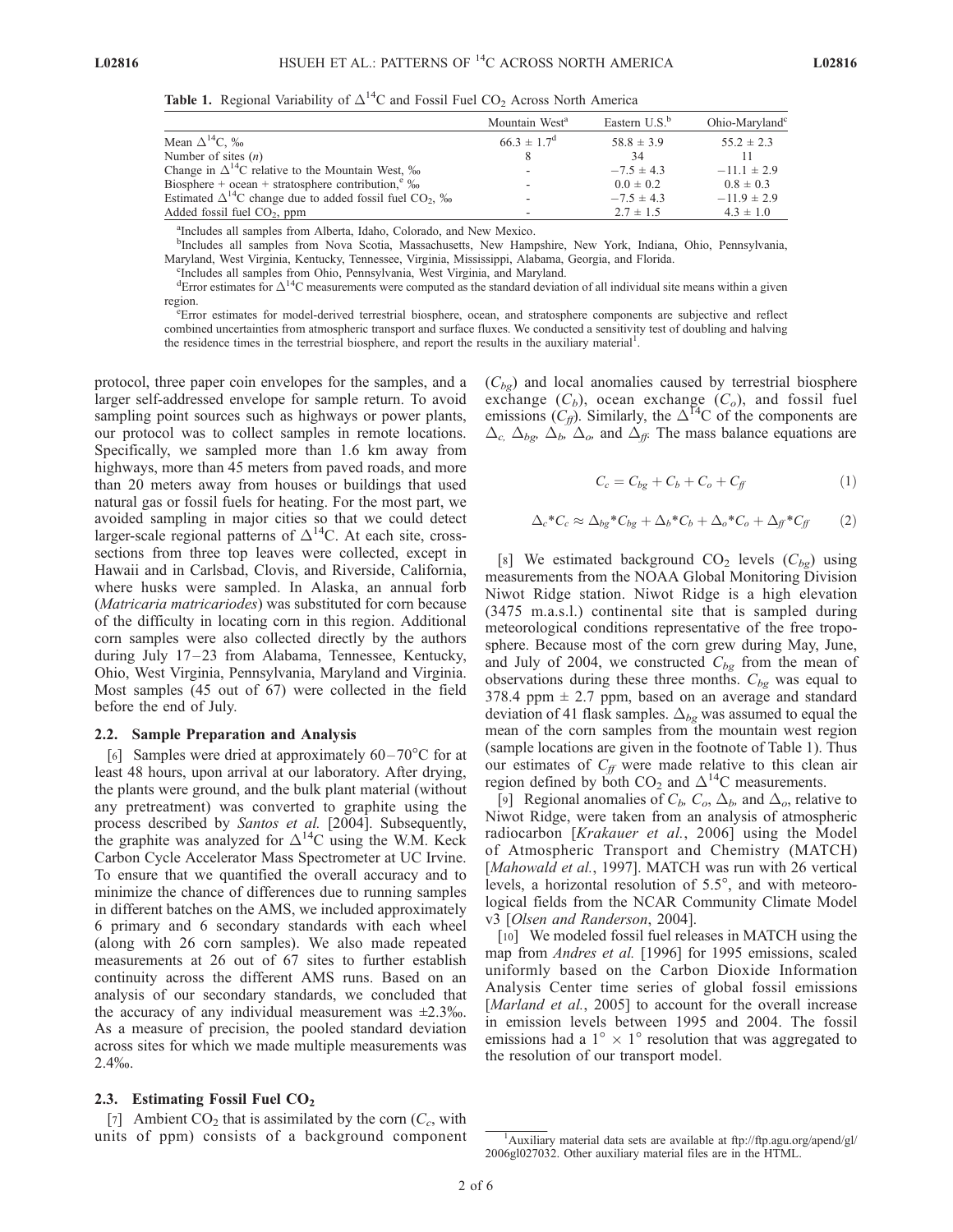**Table 1.** Regional Variability of $\Delta^{14}C$ and Fossil Fuel $CO_2$ Across North America

| | Mountain West[a] | Eastern U.S.[b] | Ohio-Maryland[c] |
|---|---|---|---|
| Mean $\Delta^{14}C$, ‰ | $66.3 \pm 1.7$[d] | $58.8 \pm 3.9$ | $55.2 \pm 2.3$ |
| Number of sites ($n$) | 8 | 34 | 11 |
| Change in $\Delta^{14}C$ relative to the Mountain West, ‰ | - | $-7.5 \pm 4.3$ | $-11.1 \pm 2.9$ |
| Biosphere + ocean + stratosphere contribution,[e] ‰ | - | $0.0 \pm 0.2$ | $0.8 \pm 0.3$ |
| Estimated $\Delta^{14}C$ change due to added fossil fuel $CO_2$, ‰ | - | $-7.5 \pm 4.3$ | $-11.9 \pm 2.9$ |
| Added fossil fuel $CO_2$, ppm | - | $2.7 \pm 1.5$ | $4.3 \pm 1.0$ |

[a]Includes all samples from Alberta, Idaho, Colorado, and New Mexico.

[b]Includes all samples from Nova Scotia, Massachusetts, New Hampshire, New York, Indiana, Ohio, Pennsylvania, Maryland, West Virginia, Kentucky, Tennessee, Virginia, Mississippi, Alabama, Georgia, and Florida.

[c]Includes all samples from Ohio, Pennsylvania, West Virginia, and Maryland.

[d]Error estimates for $\Delta^{14}C$ measurements were computed as the standard deviation of all individual site means within a given region.

[e]Error estimates for model-derived terrestrial biosphere, ocean, and stratosphere components are subjective and reflect combined uncertainties from atmospheric transport and surface fluxes. We conducted a sensitivity test of doubling and halving the residence times in the terrestrial biosphere, and report the results in the auxiliary material[1].

protocol, three paper coin envelopes for the samples, and a larger self-addressed envelope for sample return. To avoid sampling point sources such as highways or power plants, our protocol was to collect samples in remote locations. Specifically, we sampled more than 1.6 km away from highways, more than 45 meters from paved roads, and more than 20 meters away from houses or buildings that used natural gas or fossil fuels for heating. For the most part, we avoided sampling in major cities so that we could detect larger-scale regional patterns of $\Delta^{14}C$. At each site, cross-sections from three top leaves were collected, except in Hawaii and in Carlsbad, Clovis, and Riverside, California, where husks were sampled. In Alaska, an annual forb (*Matricaria matricariodes*) was substituted for corn because of the difficulty in locating corn in this region. Additional corn samples were also collected directly by the authors during July 17–23 from Alabama, Tennessee, Kentucky, Ohio, West Virginia, Pennsylvania, Maryland and Virginia. Most samples (45 out of 67) were collected in the field before the end of July.

### 2.2. Sample Preparation and Analysis

[6] Samples were dried at approximately 60–70°C for at least 48 hours, upon arrival at our laboratory. After drying, the plants were ground, and the bulk plant material (without any pretreatment) was converted to graphite using the process described by *Santos et al.* [2004]. Subsequently, the graphite was analyzed for $\Delta^{14}C$ using the W.M. Keck Carbon Cycle Accelerator Mass Spectrometer at UC Irvine. To ensure that we quantified the overall accuracy and to minimize the chance of differences due to running samples in different batches on the AMS, we included approximately 6 primary and 6 secondary standards with each wheel (along with 26 corn samples). We also made repeated measurements at 26 out of 67 sites to further establish continuity across the different AMS runs. Based on an analysis of our secondary standards, we concluded that the accuracy of any individual measurement was ±2.3‰. As a measure of precision, the pooled standard deviation across sites for which we made multiple measurements was 2.4‰.

### 2.3. Estimating Fossil Fuel $CO_2$

[7] Ambient $CO_2$ that is assimilated by the corn ($C_c$, with units of ppm) consists of a background component ($C_{bg}$) and local anomalies caused by terrestrial biosphere exchange ($C_b$), ocean exchange ($C_o$), and fossil fuel emissions ($C_{ff}$). Similarly, the $\Delta^{14}C$ of the components are $\Delta_c$, $\Delta_{bg}$, $\Delta_b$, $\Delta_o$, and $\Delta_{ff}$. The mass balance equations are

$$C_c = C_{bg} + C_b + C_o + C_{ff} \tag{1}$$

$$\Delta_c{*}C_c \approx \Delta_{bg}{*}C_{bg} + \Delta_b{*}C_b + \Delta_o{*}C_o + \Delta_{ff}{*}C_{ff} \tag{2}$$

[8] We estimated background $CO_2$ levels ($C_{bg}$) using measurements from the NOAA Global Monitoring Division Niwot Ridge station. Niwot Ridge is a high elevation (3475 m.a.s.l.) continental site that is sampled during meteorological conditions representative of the free troposphere. Because most of the corn grew during May, June, and July of 2004, we constructed $C_{bg}$ from the mean of observations during these three months. $C_{bg}$ was equal to 378.4 ppm ± 2.7 ppm, based on an average and standard deviation of 41 flask samples. $\Delta_{bg}$ was assumed to equal the mean of the corn samples from the mountain west region (sample locations are given in the footnote of Table 1). Thus our estimates of $C_{ff}$ were made relative to this clean air region defined by both $CO_2$ and $\Delta^{14}C$ measurements.

[9] Regional anomalies of $C_b$, $C_o$, $\Delta_b$, and $\Delta_o$, relative to Niwot Ridge, were taken from an analysis of atmospheric radiocarbon [*Krakauer et al.*, 2006] using the Model of Atmospheric Transport and Chemistry (MATCH) [*Mahowald et al.*, 1997]. MATCH was run with 26 vertical levels, a horizontal resolution of 5.5°, and with meteorological fields from the NCAR Community Climate Model v3 [*Olsen and Randerson*, 2004].

[10] We modeled fossil fuel releases in MATCH using the map from *Andres et al.* [1996] for 1995 emissions, scaled uniformly based on the Carbon Dioxide Information Analysis Center time series of global fossil emissions [*Marland et al.*, 2005] to account for the overall increase in emission levels between 1995 and 2004. The fossil emissions had a 1° × 1° resolution that was aggregated to the resolution of our transport model.

[1]Auxiliary material data sets are available at ftp://ftp.agu.org/apend/gl/2006gl027032. Other auxiliary material files are in the HTML.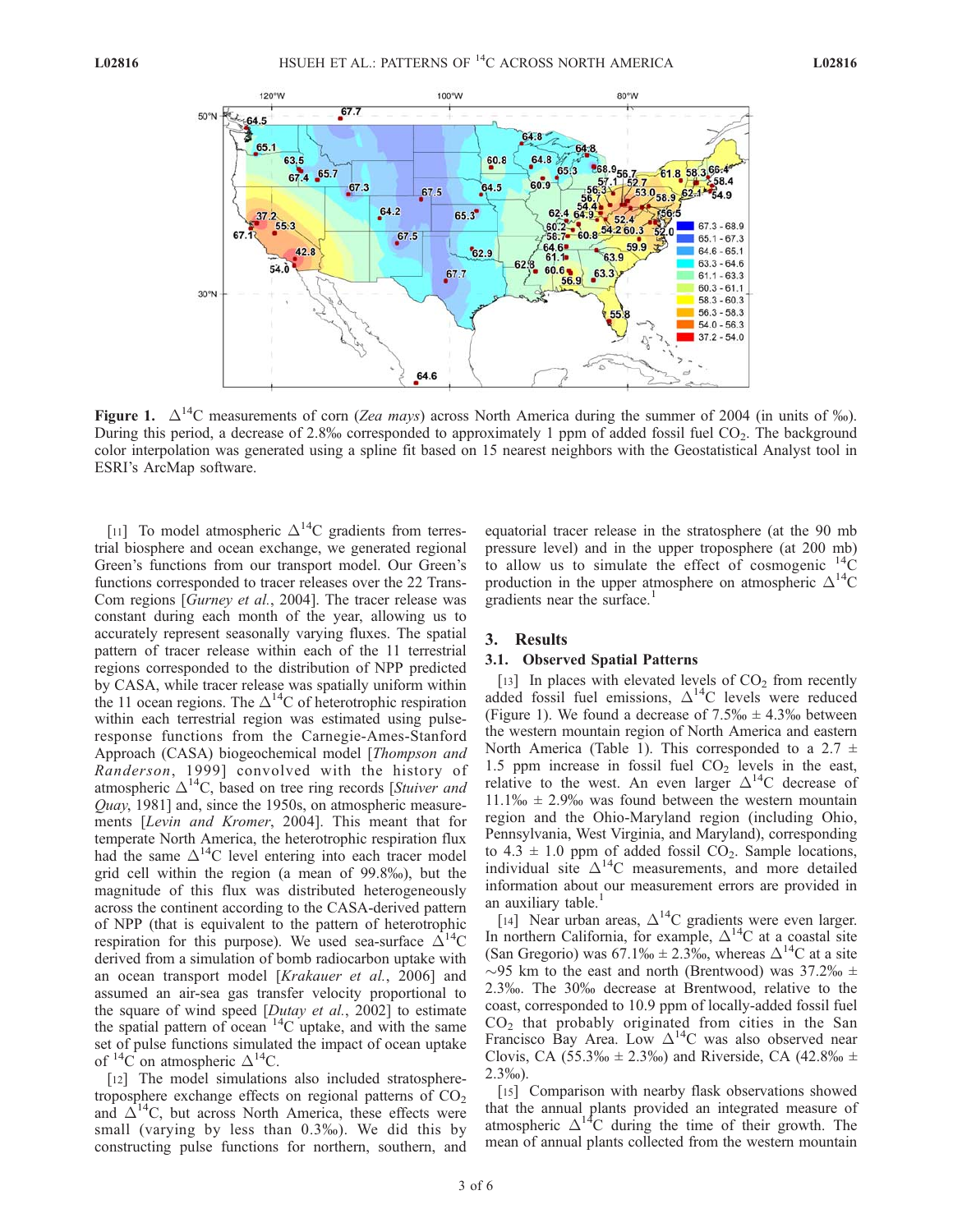**Figure 1.** $\Delta^{14}C$ measurements of corn (*Zea mays*) across North America during the summer of 2004 (in units of ‰). During this period, a decrease of 2.8‰ corresponded to approximately 1 ppm of added fossil fuel $CO_2$. The background color interpolation was generated using a spline fit based on 15 nearest neighbors with the Geostatistical Analyst tool in ESRI's ArcMap software.

[11] To model atmospheric $\Delta^{14}C$ gradients from terrestrial biosphere and ocean exchange, we generated regional Green's functions from our transport model. Our Green's functions corresponded to tracer releases over the 22 TransCom regions [*Gurney et al.*, 2004]. The tracer release was constant during each month of the year, allowing us to accurately represent seasonally varying fluxes. The spatial pattern of tracer release within each of the 11 terrestrial regions corresponded to the distribution of NPP predicted by CASA, while tracer release was spatially uniform within the 11 ocean regions. The $\Delta^{14}C$ of heterotrophic respiration within each terrestrial region was estimated using pulse-response functions from the Carnegie-Ames-Stanford Approach (CASA) biogeochemical model [*Thompson and Randerson*, 1999] convolved with the history of atmospheric $\Delta^{14}C$, based on tree ring records [*Stuiver and Quay*, 1981] and, since the 1950s, on atmospheric measurements [*Levin and Kromer*, 2004]. This meant that for temperate North America, the heterotrophic respiration flux had the same $\Delta^{14}C$ level entering into each tracer model grid cell within the region (a mean of 99.8‰), but the magnitude of this flux was distributed heterogeneously across the continent according to the CASA-derived pattern of NPP (that is equivalent to the pattern of heterotrophic respiration for this purpose). We used sea-surface $\Delta^{14}C$ derived from a simulation of bomb radiocarbon uptake with an ocean transport model [*Krakauer et al.*, 2006] and assumed an air-sea gas transfer velocity proportional to the square of wind speed [*Dutay et al.*, 2002] to estimate the spatial pattern of ocean $^{14}C$ uptake, and with the same set of pulse functions simulated the impact of ocean uptake of $^{14}C$ on atmospheric $\Delta^{14}C$.

[12] The model simulations also included stratosphere-troposphere exchange effects on regional patterns of $CO_2$ and $\Delta^{14}C$, but across North America, these effects were small (varying by less than 0.3‰). We did this by constructing pulse functions for northern, southern, and equatorial tracer release in the stratosphere (at the 90 mb pressure level) and in the upper troposphere (at 200 mb) to allow us to simulate the effect of cosmogenic $^{14}C$ production in the upper atmosphere on atmospheric $\Delta^{14}C$ gradients near the surface.[1]

## 3. Results

### 3.1. Observed Spatial Patterns

[13] In places with elevated levels of $CO_2$ from recently added fossil fuel emissions, $\Delta^{14}C$ levels were reduced (Figure 1). We found a decrease of 7.5‰ ± 4.3‰ between the western mountain region of North America and eastern North America (Table 1). This corresponded to a 2.7 ± 1.5 ppm increase in fossil fuel $CO_2$ levels in the east, relative to the west. An even larger $\Delta^{14}C$ decrease of 11.1‰ ± 2.9‰ was found between the western mountain region and the Ohio-Maryland region (including Ohio, Pennsylvania, West Virginia, and Maryland), corresponding to 4.3 ± 1.0 ppm of added fossil $CO_2$. Sample locations, individual site $\Delta^{14}C$ measurements, and more detailed information about our measurement errors are provided in an auxiliary table.[1]

[14] Near urban areas, $\Delta^{14}C$ gradients were even larger. In northern California, for example, $\Delta^{14}C$ at a coastal site (San Gregorio) was 67.1‰ ± 2.3‰, whereas $\Delta^{14}C$ at a site ~95 km to the east and north (Brentwood) was 37.2‰ ± 2.3‰. The 30‰ decrease at Brentwood, relative to the coast, corresponded to 10.9 ppm of locally-added fossil fuel $CO_2$ that probably originated from cities in the San Francisco Bay Area. Low $\Delta^{14}C$ was also observed near Clovis, CA (55.3‰ ± 2.3‰) and Riverside, CA (42.8‰ ± 2.3‰).

[15] Comparison with nearby flask observations showed that the annual plants provided an integrated measure of atmospheric $\Delta^{14}C$ during the time of their growth. The mean of annual plants collected from the western mountain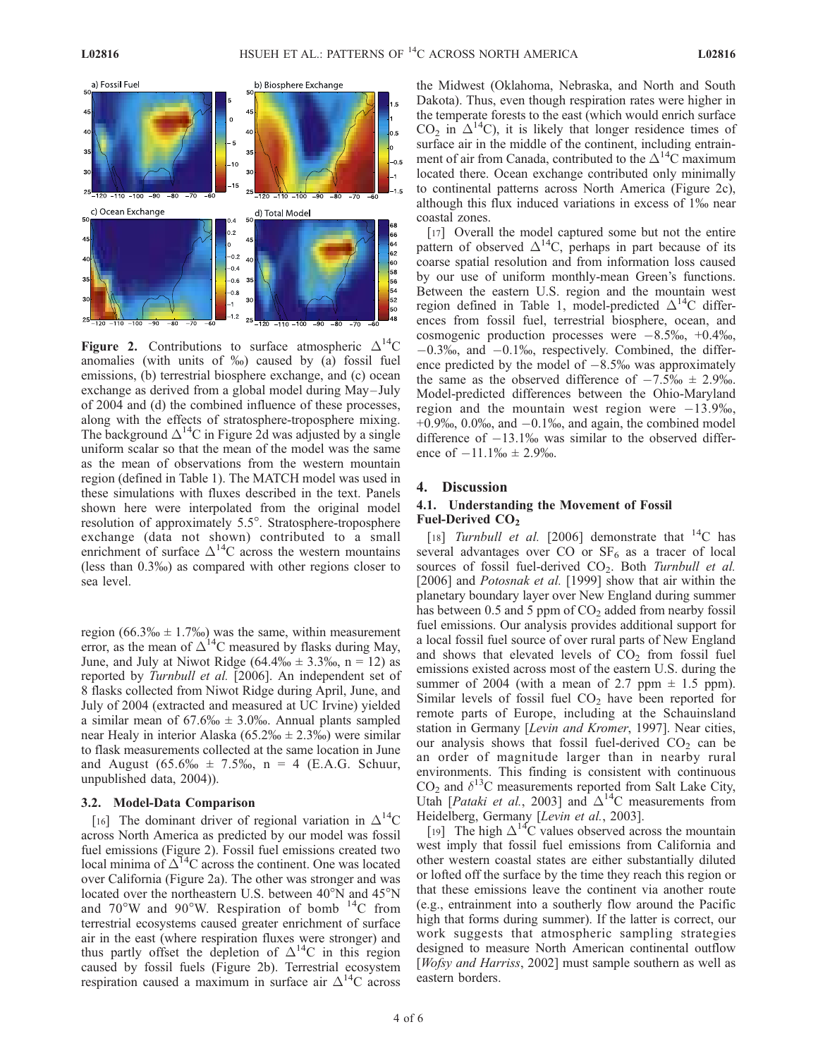**Figure 2.** Contributions to surface atmospheric $\Delta^{14}C$ anomalies (with units of ‰) caused by (a) fossil fuel emissions, (b) terrestrial biosphere exchange, and (c) ocean exchange as derived from a global model during May–July of 2004 and (d) the combined influence of these processes, along with the effects of stratosphere-troposphere mixing. The background $\Delta^{14}C$ in Figure 2d was adjusted by a single uniform scalar so that the mean of the model was the same as the mean of observations from the western mountain region (defined in Table 1). The MATCH model was used in these simulations with fluxes described in the text. Panels shown here were interpolated from the original model resolution of approximately 5.5°. Stratosphere-troposphere exchange (data not shown) contributed to a small enrichment of surface $\Delta^{14}C$ across the western mountains (less than 0.3‰) as compared with other regions closer to sea level.

region (66.3‰ ± 1.7‰) was the same, within measurement error, as the mean of $\Delta^{14}C$ measured by flasks during May, June, and July at Niwot Ridge (64.4‰ ± 3.3‰, n = 12) as reported by *Turnbull et al.* [2006]. An independent set of 8 flasks collected from Niwot Ridge during April, June, and July of 2004 (extracted and measured at UC Irvine) yielded a similar mean of 67.6‰ ± 3.0‰. Annual plants sampled near Healy in interior Alaska (65.2‰ ± 2.3‰) were similar to flask measurements collected at the same location in June and August (65.6‰ ± 7.5‰, n = 4 (E.A.G. Schuur, unpublished data, 2004)).

### 3.2. Model-Data Comparison

[16] The dominant driver of regional variation in $\Delta^{14}C$ across North America as predicted by our model was fossil fuel emissions (Figure 2). Fossil fuel emissions created two local minima of $\Delta^{14}C$ across the continent. One was located over California (Figure 2a). The other was stronger and was located over the northeastern U.S. between 40°N and 45°N and 70°W and 90°W. Respiration of bomb $^{14}C$ from terrestrial ecosystems caused greater enrichment of surface air in the east (where respiration fluxes were stronger) and thus partly offset the depletion of $\Delta^{14}C$ in this region caused by fossil fuels (Figure 2b). Terrestrial ecosystem respiration caused a maximum in surface air $\Delta^{14}C$ across the Midwest (Oklahoma, Nebraska, and North and South Dakota). Thus, even though respiration rates were higher in the temperate forests to the east (which would enrich surface $CO_2$ in $\Delta^{14}C$), it is likely that longer residence times of surface air in the middle of the continent, including entrainment of air from Canada, contributed to the $\Delta^{14}C$ maximum located there. Ocean exchange contributed only minimally to continental patterns across North America (Figure 2c), although this flux induced variations in excess of 1‰ near coastal zones.

[17] Overall the model captured some but not the entire pattern of observed $\Delta^{14}C$, perhaps in part because of its coarse spatial resolution and from information loss caused by our use of uniform monthly-mean Green's functions. Between the eastern U.S. region and the mountain west region defined in Table 1, model-predicted $\Delta^{14}C$ differences from fossil fuel, terrestrial biosphere, ocean, and cosmogenic production processes were −8.5‰, +0.4‰, −0.3‰, and −0.1‰, respectively. Combined, the difference predicted by the model of −8.5‰ was approximately the same as the observed difference of −7.5‰ ± 2.9‰. Model-predicted differences between the Ohio-Maryland region and the mountain west region were −13.9‰, +0.9‰, 0.0‰, and −0.1‰, and again, the combined model difference of −13.1‰ was similar to the observed difference of −11.1‰ ± 2.9‰.

## 4. Discussion

### 4.1. Understanding the Movement of Fossil Fuel-Derived $CO_2$

[18] *Turnbull et al.* [2006] demonstrate that $^{14}C$ has several advantages over CO or $SF_6$ as a tracer of local sources of fossil fuel-derived $CO_2$. Both *Turnbull et al.* [2006] and *Potosnak et al.* [1999] show that air within the planetary boundary layer over New England during summer has between 0.5 and 5 ppm of $CO_2$ added from nearby fossil fuel emissions. Our analysis provides additional support for a local fossil fuel source of over rural parts of New England and shows that elevated levels of $CO_2$ from fossil fuel emissions existed across most of the eastern U.S. during the summer of 2004 (with a mean of 2.7 ppm ± 1.5 ppm). Similar levels of fossil fuel $CO_2$ have been reported for remote parts of Europe, including at the Schauinsland station in Germany [*Levin and Kromer*, 1997]. Near cities, our analysis shows that fossil fuel-derived $CO_2$ can be an order of magnitude larger than in nearby rural environments. This finding is consistent with continuous $CO_2$ and $\delta^{13}C$ measurements reported from Salt Lake City, Utah [*Pataki et al.*, 2003] and $\Delta^{14}C$ measurements from Heidelberg, Germany [*Levin et al.*, 2003].

[19] The high $\Delta^{14}C$ values observed across the mountain west imply that fossil fuel emissions from California and other western coastal states are either substantially diluted or lofted off the surface by the time they reach this region or that these emissions leave the continent via another route (e.g., entrainment into a southerly flow around the Pacific high that forms during summer). If the latter is correct, our work suggests that atmospheric sampling strategies designed to measure North American continental outflow [*Wofsy and Harriss*, 2002] must sample southern as well as eastern borders.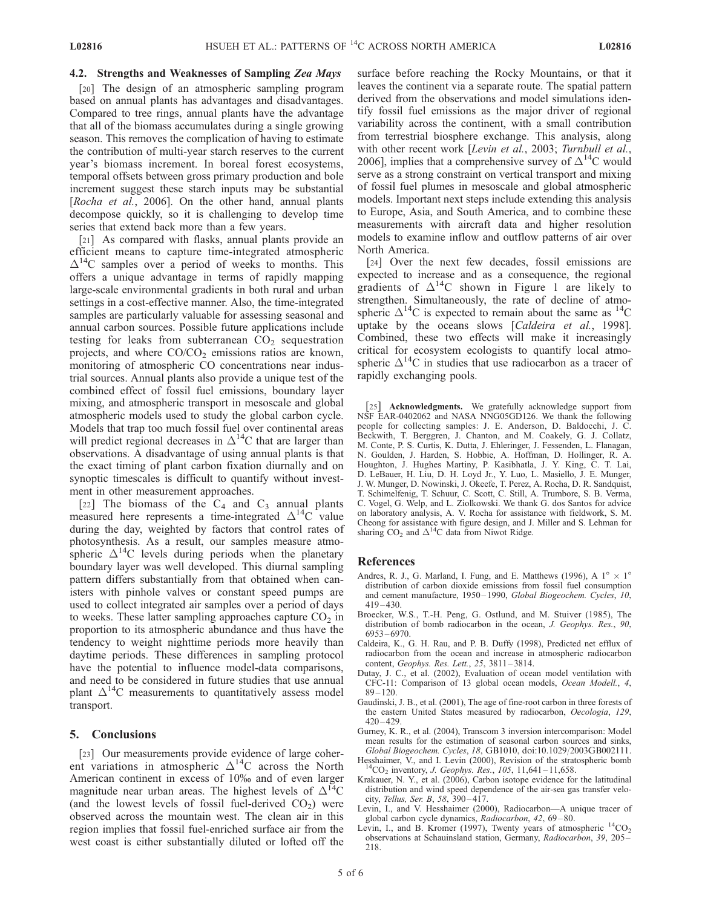### 4.2. Strengths and Weaknesses of Sampling *Zea Mays*

[20] The design of an atmospheric sampling program based on annual plants has advantages and disadvantages. Compared to tree rings, annual plants have the advantage that all of the biomass accumulates during a single growing season. This removes the complication of having to estimate the contribution of multi-year starch reserves to the current year's biomass increment. In boreal forest ecosystems, temporal offsets between gross primary production and bole increment suggest these starch inputs may be substantial [*Rocha et al.*, 2006]. On the other hand, annual plants decompose quickly, so it is challenging to develop time series that extend back more than a few years.

[21] As compared with flasks, annual plants provide an efficient means to capture time-integrated atmospheric $\Delta^{14}C$ samples over a period of weeks to months. This offers a unique advantage in terms of rapidly mapping large-scale environmental gradients in both rural and urban settings in a cost-effective manner. Also, the time-integrated samples are particularly valuable for assessing seasonal and annual carbon sources. Possible future applications include testing for leaks from subterranean $CO_2$ sequestration projects, and where $CO/CO_2$ emissions ratios are known, monitoring of atmospheric CO concentrations near industrial sources. Annual plants also provide a unique test of the combined effect of fossil fuel emissions, boundary layer mixing, and atmospheric transport in mesoscale and global atmospheric models used to study the global carbon cycle. Models that trap too much fossil fuel over continental areas will predict regional decreases in $\Delta^{14}C$ that are larger than observations. A disadvantage of using annual plants is that the exact timing of plant carbon fixation diurnally and on synoptic timescales is difficult to quantify without investment in other measurement approaches.

[22] The biomass of the $C_4$ and $C_3$ annual plants measured here represents a time-integrated $\Delta^{14}C$ value during the day, weighted by factors that control rates of photosynthesis. As a result, our samples measure atmospheric $\Delta^{14}C$ levels during periods when the planetary boundary layer was well developed. This diurnal sampling pattern differs substantially from that obtained when canisters with pinhole valves or constant speed pumps are used to collect integrated air samples over a period of days to weeks. These latter sampling approaches capture $CO_2$ in proportion to its atmospheric abundance and thus have the tendency to weight nighttime periods more heavily than daytime periods. These differences in sampling protocol have the potential to influence model-data comparisons, and need to be considered in future studies that use annual plant $\Delta^{14}C$ measurements to quantitatively assess model transport.

## 5. Conclusions

[23] Our measurements provide evidence of large coherent variations in atmospheric $\Delta^{14}C$ across the North American continent in excess of 10‰ and of even larger magnitude near urban areas. The highest levels of $\Delta^{14}C$ (and the lowest levels of fossil fuel-derived $CO_2$) were observed across the mountain west. The clean air in this region implies that fossil fuel-enriched surface air from the west coast is either substantially diluted or lofted off the surface before reaching the Rocky Mountains, or that it leaves the continent via a separate route. The spatial pattern derived from the observations and model simulations identify fossil fuel emissions as the major driver of regional variability across the continent, with a small contribution from terrestrial biosphere exchange. This analysis, along with other recent work [*Levin et al.*, 2003; *Turnbull et al.*, 2006], implies that a comprehensive survey of $\Delta^{14}C$ would serve as a strong constraint on vertical transport and mixing of fossil fuel plumes in mesoscale and global atmospheric models. Important next steps include extending this analysis to Europe, Asia, and South America, and to combine these measurements with aircraft data and higher resolution models to examine inflow and outflow patterns of air over North America.

[24] Over the next few decades, fossil emissions are expected to increase and as a consequence, the regional gradients of $\Delta^{14}C$ shown in Figure 1 are likely to strengthen. Simultaneously, the rate of decline of atmospheric $\Delta^{14}C$ is expected to remain about the same as $^{14}C$ uptake by the oceans slows [*Caldeira et al.*, 1998]. Combined, these two effects will make it increasingly critical for ecosystem ecologists to quantify local atmospheric $\Delta^{14}C$ in studies that use radiocarbon as a tracer of rapidly exchanging pools.

[25] **Acknowledgments.** We gratefully acknowledge support from NSF EAR-0402062 and NASA NNG05GD126. We thank the following people for collecting samples: J. E. Anderson, D. Baldocchi, J. C. Beckwith, T. Berggren, J. Chanton, and M. Coakely, G. J. Collatz, M. Conte, P. S. Curtis, K. Dutta, J. Ehleringer, J. Fessenden, L. Flanagan, N. Goulden, J. Harden, S. Hobbie, A. Hoffman, D. Hollinger, R. A. Houghton, J. Hughes Martiny, P. Kasibhatla, J. Y. King, C. T. Lai, D. LeBauer, H. Liu, D. H. Loyd Jr., Y. Luo, L. Masiello, J. E. Munger, J. W. Munger, D. Nowinski, J. Okeefe, T. Perez, A. Rocha, D. R. Sandquist, T. Schimelfenig, T. Schuur, C. Scott, C. Still, A. Trumbore, S. B. Verma, C. Vogel, G. Welp, and L. Ziolkowski. We thank G. dos Santos for advice on laboratory analysis, A. V. Rocha for assistance with fieldwork, S. M. Cheong for assistance with figure design, and J. Miller and S. Lehman for sharing $CO_2$ and $\Delta^{14}C$ data from Niwot Ridge.

## References

Andres, R. J., G. Marland, I. Fung, and E. Matthews (1996), A 1° × 1° distribution of carbon dioxide emissions from fossil fuel consumption and cement manufacture, 1950–1990, *Global Biogeochem. Cycles*, *10*, 419–430.

Broecker, W.S., T.-H. Peng, G. Ostlund, and M. Stuiver (1985), The distribution of bomb radiocarbon in the ocean, *J. Geophys. Res.*, *90*, 6953–6970.

Caldeira, K., G. H. Rau, and P. B. Duffy (1998), Predicted net efflux of radiocarbon from the ocean and increase in atmospheric radiocarbon content, *Geophys. Res. Lett.*, *25*, 3811–3814.

Dutay, J. C., et al. (2002), Evaluation of ocean model ventilation with CFC-11: Comparison of 13 global ocean models, *Ocean Modell.*, *4*, 89–120.

Gaudinski, J. B., et al. (2001), The age of fine-root carbon in three forests of the eastern United States measured by radiocarbon, *Oecologia*, *129*, 420–429.

Gurney, K. R., et al. (2004), Transcom 3 inversion intercomparison: Model mean results for the estimation of seasonal carbon sources and sinks, *Global Biogeochem. Cycles*, *18*, GB1010, doi:10.1029/2003GB002111.

Hesshaimer, V., and I. Levin (2000), Revision of the stratospheric bomb $^{14}CO_2$ inventory, *J. Geophys. Res.*, *105*, 11,641–11,658.

Krakauer, N. Y., et al. (2006), Carbon isotope evidence for the latitudinal distribution and wind speed dependence of the air-sea gas transfer velocity, *Tellus, Ser. B*, *58*, 390–417.

Levin, I., and V. Hesshaimer (2000), Radiocarbon—A unique tracer of global carbon cycle dynamics, *Radiocarbon*, *42*, 69–80.

Levin, I., and B. Kromer (1997), Twenty years of atmospheric $^{14}CO_2$ observations at Schauinsland station, Germany, *Radiocarbon*, *39*, 205–218.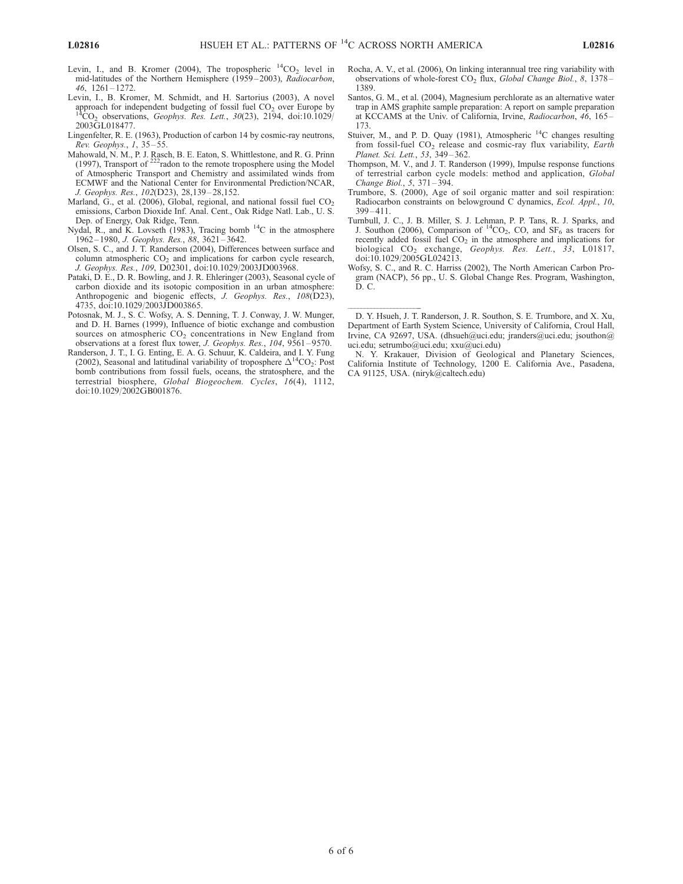Levin, I., and B. Kromer (2004), The tropospheric $^{14}CO_2$ level in mid-latitudes of the Northern Hemisphere (1959–2003), *Radiocarbon*, *46*, 1261–1272.

Levin, I., B. Kromer, M. Schmidt, and H. Sartorius (2003), A novel approach for independent budgeting of fossil fuel $CO_2$ over Europe by $^{14}CO_2$ observations, *Geophys. Res. Lett.*, *30*(23), 2194, doi:10.1029/2003GL018477.

Lingenfelter, R. E. (1963), Production of carbon 14 by cosmic-ray neutrons, *Rev. Geophys.*, *1*, 35–55.

Mahowald, N. M., P. J. Rasch, B. E. Eaton, S. Whittlestone, and R. G. Prinn (1997), Transport of $^{222}$radon to the remote troposphere using the Model of Atmospheric Transport and Chemistry and assimilated winds from ECMWF and the National Center for Environmental Prediction/NCAR, *J. Geophys. Res.*, *102*(D23), 28,139–28,152.

Marland, G., et al. (2006), Global, regional, and national fossil fuel $CO_2$ emissions, Carbon Dioxide Inf. Anal. Cent., Oak Ridge Natl. Lab., U. S. Dep. of Energy, Oak Ridge, Tenn.

Nydal, R., and K. Lovseth (1983), Tracing bomb $^{14}C$ in the atmosphere 1962–1980, *J. Geophys. Res.*, *88*, 3621–3642.

Olsen, S. C., and J. T. Randerson (2004), Differences between surface and column atmospheric $CO_2$ and implications for carbon cycle research, *J. Geophys. Res.*, *109*, D02301, doi:10.1029/2003JD003968.

Pataki, D. E., D. R. Bowling, and J. R. Ehleringer (2003), Seasonal cycle of carbon dioxide and its isotopic composition in an urban atmosphere: Anthropogenic and biogenic effects, *J. Geophys. Res.*, *108*(D23), 4735, doi:10.1029/2003JD003865.

Potosnak, M. J., S. C. Wofsy, A. S. Denning, T. J. Conway, J. W. Munger, and D. H. Barnes (1999), Influence of biotic exchange and combustion sources on atmospheric $CO_2$ concentrations in New England from observations at a forest flux tower, *J. Geophys. Res.*, *104*, 9561–9570.

Randerson, J. T., I. G. Enting, E. A. G. Schuur, K. Caldeira, and I. Y. Fung (2002), Seasonal and latitudinal variability of troposphere $\Delta^{14}CO_2$: Post bomb contributions from fossil fuels, oceans, the stratosphere, and the terrestrial biosphere, *Global Biogeochem. Cycles*, *16*(4), 1112, doi:10.1029/2002GB001876.

Rocha, A. V., et al. (2006), On linking interannual tree ring variability with observations of whole-forest $CO_2$ flux, *Global Change Biol.*, *8*, 1378–1389.

Santos, G. M., et al. (2004), Magnesium perchlorate as an alternative water trap in AMS graphite sample preparation: A report on sample preparation at KCCAMS at the Univ. of California, Irvine, *Radiocarbon*, *46*, 165–173.

Stuiver, M., and P. D. Quay (1981), Atmospheric $^{14}C$ changes resulting from fossil-fuel $CO_2$ release and cosmic-ray flux variability, *Earth Planet. Sci. Lett.*, *53*, 349–362.

Thompson, M. V., and J. T. Randerson (1999), Impulse response functions of terrestrial carbon cycle models: method and application, *Global Change Biol.*, *5*, 371–394.

Trumbore, S. (2000), Age of soil organic matter and soil respiration: Radiocarbon constraints on belowground C dynamics, *Ecol. Appl.*, *10*, 399–411.

Turnbull, J. C., J. B. Miller, S. J. Lehman, P. P. Tans, R. J. Sparks, and J. Southon (2006), Comparison of $^{14}CO_2$, CO, and $SF_6$ as tracers for recently added fossil fuel $CO_2$ in the atmosphere and implications for biological $CO_2$ exchange, *Geophys. Res. Lett.*, *33*, L01817, doi:10.1029/2005GL024213.

Wofsy, S. C., and R. C. Harriss (2002), The North American Carbon Program (NACP), 56 pp., U. S. Global Change Res. Program, Washington, D. C.

---

D. Y. Hsueh, J. T. Randerson, J. R. Southon, S. E. Trumbore, and X. Xu, Department of Earth System Science, University of California, Croul Hall, Irvine, CA 92697, USA. (dhsueh@uci.edu; jranders@uci.edu; jsouthon@uci.edu; setrumbo@uci.edu; xxu@uci.edu)

N. Y. Krakauer, Division of Geological and Planetary Sciences, California Institute of Technology, 1200 E. California Ave., Pasadena, CA 91125, USA. (niryk@caltech.edu)